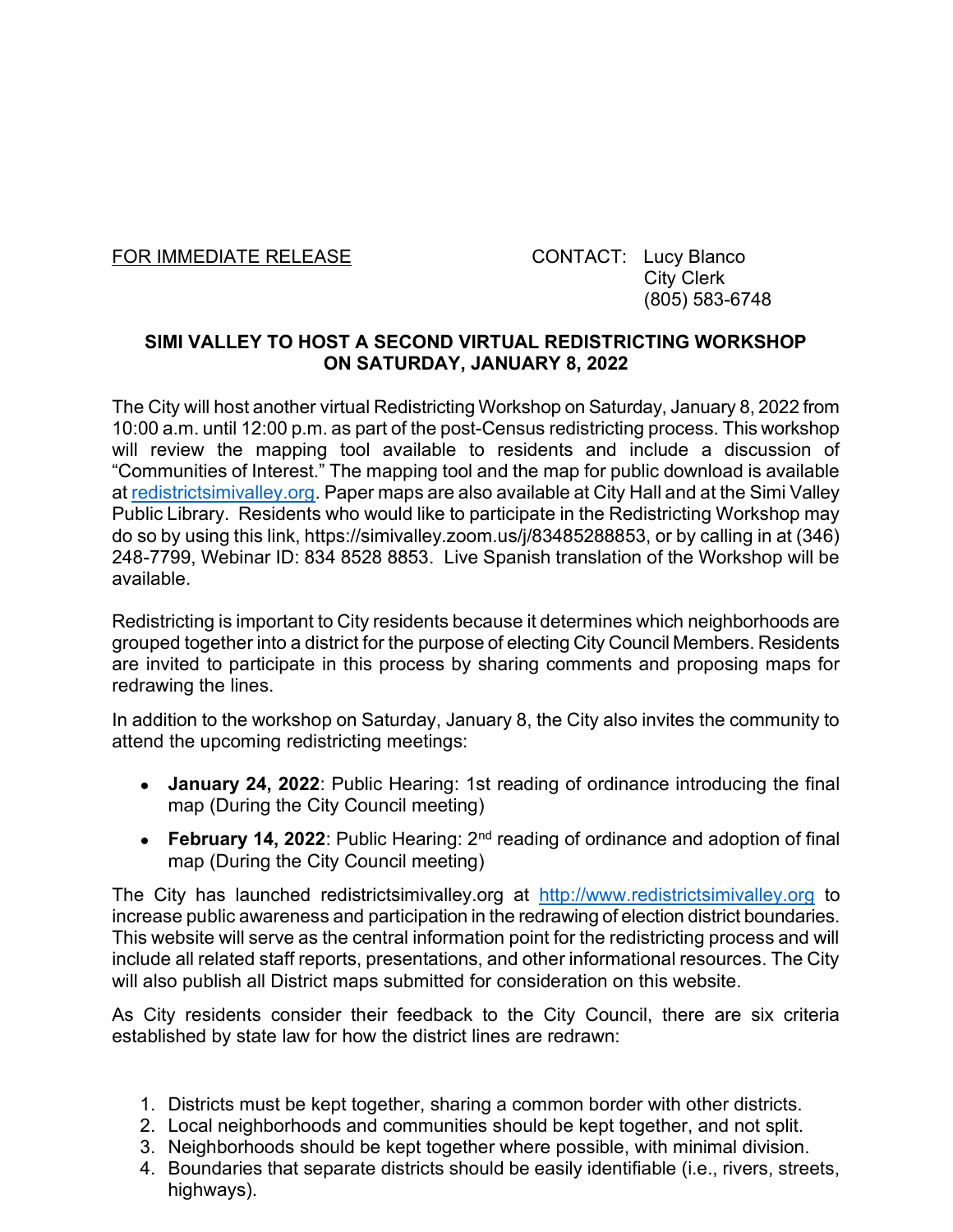FOR IMMEDIATE RELEASE

CONTACT: Lucy Blanco
City Clerk
(805) 583-6748

**SIMI VALLEY TO HOST A SECOND VIRTUAL REDISTRICTING WORKSHOP ON SATURDAY, JANUARY 8, 2022**

The City will host another virtual Redistricting Workshop on Saturday, January 8, 2022 from 10:00 a.m. until 12:00 p.m. as part of the post-Census redistricting process. This workshop will review the mapping tool available to residents and include a discussion of "Communities of Interest." The mapping tool and the map for public download is available at [redistrictsimivalley.org](redistrictsimivalley.org). Paper maps are also available at City Hall and at the Simi Valley Public Library. Residents who would like to participate in the Redistricting Workshop may do so by using this link, https://simivalley.zoom.us/j/83485288853, or by calling in at (346) 248-7799, Webinar ID: 834 8528 8853. Live Spanish translation of the Workshop will be available.

Redistricting is important to City residents because it determines which neighborhoods are grouped together into a district for the purpose of electing City Council Members. Residents are invited to participate in this process by sharing comments and proposing maps for redrawing the lines.

In addition to the workshop on Saturday, January 8, the City also invites the community to attend the upcoming redistricting meetings:

- **January 24, 2022**: Public Hearing: 1st reading of ordinance introducing the final map (During the City Council meeting)
- **February 14, 2022**: Public Hearing: 2nd reading of ordinance and adoption of final map (During the City Council meeting)

The City has launched redistrictsimivalley.org at [http://www.redistrictsimivalley.org](http://www.redistrictsimivalley.org) to increase public awareness and participation in the redrawing of election district boundaries. This website will serve as the central information point for the redistricting process and will include all related staff reports, presentations, and other informational resources. The City will also publish all District maps submitted for consideration on this website.

As City residents consider their feedback to the City Council, there are six criteria established by state law for how the district lines are redrawn:

1. Districts must be kept together, sharing a common border with other districts.
2. Local neighborhoods and communities should be kept together, and not split.
3. Neighborhoods should be kept together where possible, with minimal division.
4. Boundaries that separate districts should be easily identifiable (i.e., rivers, streets, highways).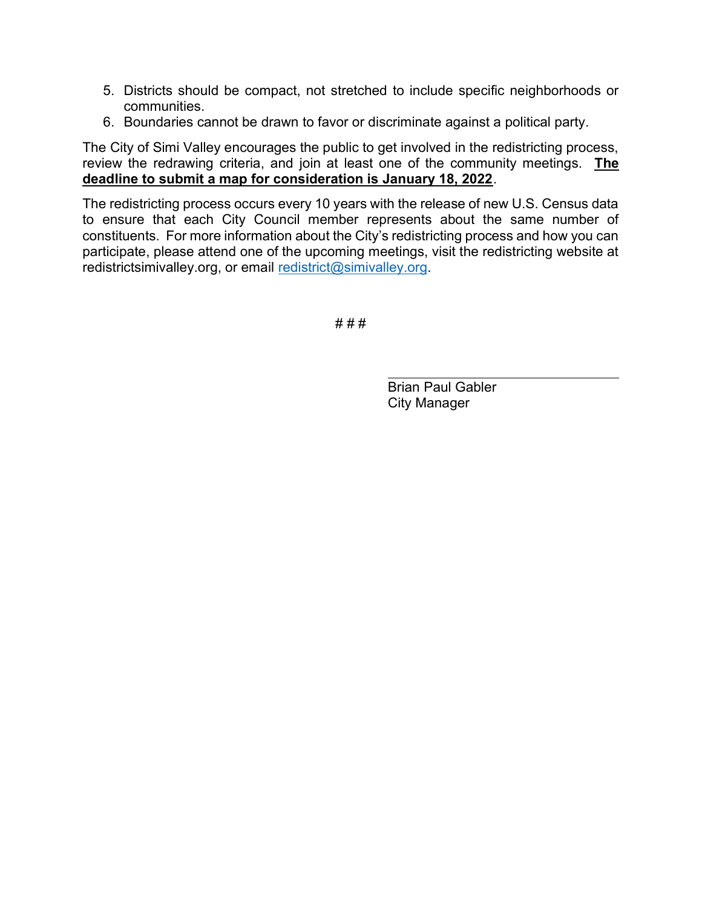5. Districts should be compact, not stretched to include specific neighborhoods or communities.
6. Boundaries cannot be drawn to favor or discriminate against a political party.

The City of Simi Valley encourages the public to get involved in the redistricting process, review the redrawing criteria, and join at least one of the community meetings. **<u>The deadline to submit a map for consideration is January 18, 2022</u>**.

The redistricting process occurs every 10 years with the release of new U.S. Census data to ensure that each City Council member represents about the same number of constituents. For more information about the City's redistricting process and how you can participate, please attend one of the upcoming meetings, visit the redistricting website at redistrictsimivalley.org, or email redistrict@simivalley.org.

# # #

Brian Paul Gabler
City Manager